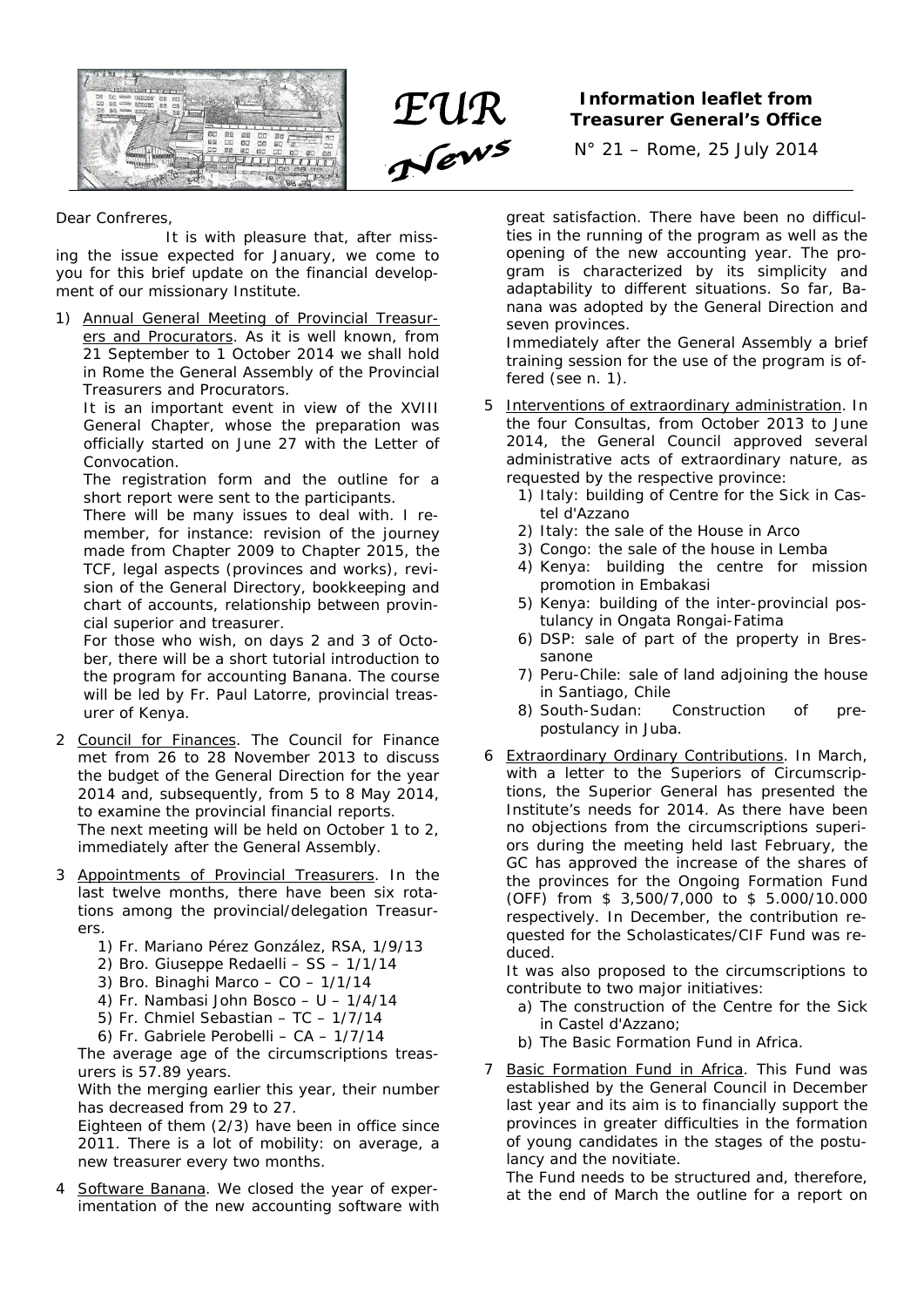# EUR News

**Information leaflet from Treasurer General's Office**

N° 21 – Rome, 25 July 2014

Dear Confreres,

It is with pleasure that, after missing the issue expected for January, we come to you for this brief update on the financial development of our missionary Institute.

1) Annual General Meeting of Provincial Treasurers and Procurators. As it is well known, from 21 September to 1 October 2014 we shall hold in Rome the General Assembly of the Provincial Treasurers and Procurators.

   It is an important event in view of the XVIII General Chapter, whose the preparation was officially started on June 27 with the Letter of Convocation.

   The registration form and the outline for a short report were sent to the participants.

   There will be many issues to deal with. I remember, for instance: revision of the journey made from Chapter 2009 to Chapter 2015, the TCF, legal aspects (provinces and works), revision of the General Directory, bookkeeping and chart of accounts, relationship between provincial superior and treasurer.

   For those who wish, on days 2 and 3 of October, there will be a short tutorial introduction to the program for accounting Banana. The course will be led by Fr. Paul Latorre, provincial treasurer of Kenya.

2 Council for Finances. The Council for Finance met from 26 to 28 November 2013 to discuss the budget of the General Direction for the year 2014 and, subsequently, from 5 to 8 May 2014, to examine the provincial financial reports.

   The next meeting will be held on October 1 to 2, immediately after the General Assembly.

3 Appointments of Provincial Treasurers. In the last twelve months, there have been six rotations among the provincial/delegation Treasurers.

   1) Fr. Mariano Pérez González, RSA, 1/9/13
   2) Bro. Giuseppe Redaelli – SS – 1/1/14
   3) Bro. Binaghi Marco – CO – 1/1/14
   4) Fr. Nambasi John Bosco – U – 1/4/14
   5) Fr. Chmiel Sebastian – TC – 1/7/14
   6) Fr. Gabriele Perobelli – CA – 1/7/14

   The average age of the circumscriptions treasurers is 57.89 years.

   With the merging earlier this year, their number has decreased from 29 to 27.

   Eighteen of them (2/3) have been in office since 2011. There is a lot of mobility: on average, a new treasurer every two months.

4 Software Banana. We closed the year of experimentation of the new accounting software with great satisfaction. There have been no difficulties in the running of the program as well as the opening of the new accounting year. The program is characterized by its simplicity and adaptability to different situations. So far, Banana was adopted by the General Direction and seven provinces.

   Immediately after the General Assembly a brief training session for the use of the program is offered (see n. 1).

5 Interventions of extraordinary administration. In the four Consultas, from October 2013 to June 2014, the General Council approved several administrative acts of extraordinary nature, as requested by the respective province:

   1) Italy: building of Centre for the Sick in Castel d'Azzano
   2) Italy: the sale of the House in Arco
   3) Congo: the sale of the house in Lemba
   4) Kenya: building the centre for mission promotion in Embakasi
   5) Kenya: building of the inter-provincial postulancy in Ongata Rongai-Fatima
   6) DSP: sale of part of the property in Bressanone
   7) Peru-Chile: sale of land adjoining the house in Santiago, Chile
   8) South-Sudan: Construction of pre-postulancy in Juba.

6 Extraordinary Ordinary Contributions. In March, with a letter to the Superiors of Circumscriptions, the Superior General has presented the Institute's needs for 2014. As there have been no objections from the circumscriptions superiors during the meeting held last February, the GC has approved the increase of the shares of the provinces for the Ongoing Formation Fund (OFF) from $ 3,500/7,000 to $ 5.000/10.000 respectively. In December, the contribution requested for the Scholasticates/CIF Fund was reduced.

   It was also proposed to the circumscriptions to contribute to two major initiatives:

   a) The construction of the Centre for the Sick in Castel d'Azzano;
   b) The Basic Formation Fund in Africa.

7 Basic Formation Fund in Africa. This Fund was established by the General Council in December last year and its aim is to financially support the provinces in greater difficulties in the formation of young candidates in the stages of the postulancy and the novitiate.

   The Fund needs to be structured and, therefore, at the end of March the outline for a report on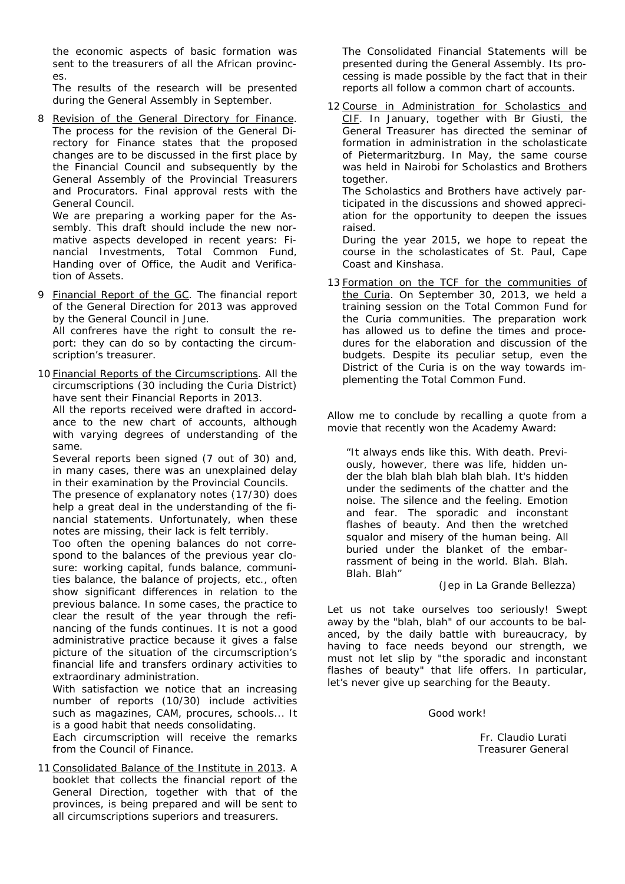the economic aspects of basic formation was sent to the treasurers of all the African provinces.

The results of the research will be presented during the General Assembly in September.

8 Revision of the General Directory for Finance. The process for the revision of the General Directory for Finance states that the proposed changes are to be discussed in the first place by the Financial Council and subsequently by the General Assembly of the Provincial Treasurers and Procurators. Final approval rests with the General Council.

We are preparing a working paper for the Assembly. This draft should include the new normative aspects developed in recent years: Financial Investments, Total Common Fund, Handing over of Office, the Audit and Verification of Assets.

9 Financial Report of the GC. The financial report of the General Direction for 2013 was approved by the General Council in June.

All confreres have the right to consult the report: they can do so by contacting the circumscription's treasurer.

10 Financial Reports of the Circumscriptions. All the circumscriptions (30 including the Curia District) have sent their Financial Reports in 2013.

All the reports received were drafted in accordance to the new chart of accounts, although with varying degrees of understanding of the same.

Several reports been signed (7 out of 30) and, in many cases, there was an unexplained delay in their examination by the Provincial Councils.

The presence of explanatory notes (17/30) does help a great deal in the understanding of the financial statements. Unfortunately, when these notes are missing, their lack is felt terribly.

Too often the opening balances do not correspond to the balances of the previous year closure: working capital, funds balance, communities balance, the balance of projects, etc., often show significant differences in relation to the previous balance. In some cases, the practice to clear the result of the year through the refinancing of the funds continues. It is not a good administrative practice because it gives a false picture of the situation of the circumscription's financial life and transfers ordinary activities to extraordinary administration.

With satisfaction we notice that an increasing number of reports (10/30) include activities such as magazines, CAM, procures, schools... It is a good habit that needs consolidating.

Each circumscription will receive the remarks from the Council of Finance.

11 Consolidated Balance of the Institute in 2013. A booklet that collects the financial report of the General Direction, together with that of the provinces, is being prepared and will be sent to all circumscriptions superiors and treasurers.

The Consolidated Financial Statements will be presented during the General Assembly. Its processing is made possible by the fact that in their reports all follow a common chart of accounts.

12 Course in Administration for Scholastics and CIF. In January, together with Br Giusti, the General Treasurer has directed the seminar of formation in administration in the scholasticate of Pietermaritzburg. In May, the same course was held in Nairobi for Scholastics and Brothers together.

The Scholastics and Brothers have actively participated in the discussions and showed appreciation for the opportunity to deepen the issues raised.

During the year 2015, we hope to repeat the course in the scholasticates of St. Paul, Cape Coast and Kinshasa.

13 Formation on the TCF for the communities of the Curia. On September 30, 2013, we held a training session on the Total Common Fund for the Curia communities. The preparation work has allowed us to define the times and procedures for the elaboration and discussion of the budgets. Despite its peculiar setup, even the District of the Curia is on the way towards implementing the Total Common Fund.

Allow me to conclude by recalling a quote from a movie that recently won the Academy Award:

> "It always ends like this. With death. Previously, however, there was life, hidden under the blah blah blah blah blah. It's hidden under the sediments of the chatter and the noise. The silence and the feeling. Emotion and fear. The sporadic and inconstant flashes of beauty. And then the wretched squalor and misery of the human being. All buried under the blanket of the embarrassment of being in the world. Blah. Blah. Blah. Blah"
>
> (Jep in La Grande Bellezza)

Let us not take ourselves too seriously! Swept away by the "blah, blah" of our accounts to be balanced, by the daily battle with bureaucracy, by having to face needs beyond our strength, we must not let slip by "the sporadic and inconstant flashes of beauty" that life offers. In particular, let's never give up searching for the Beauty.

Good work!

Fr. Claudio Lurati
Treasurer General